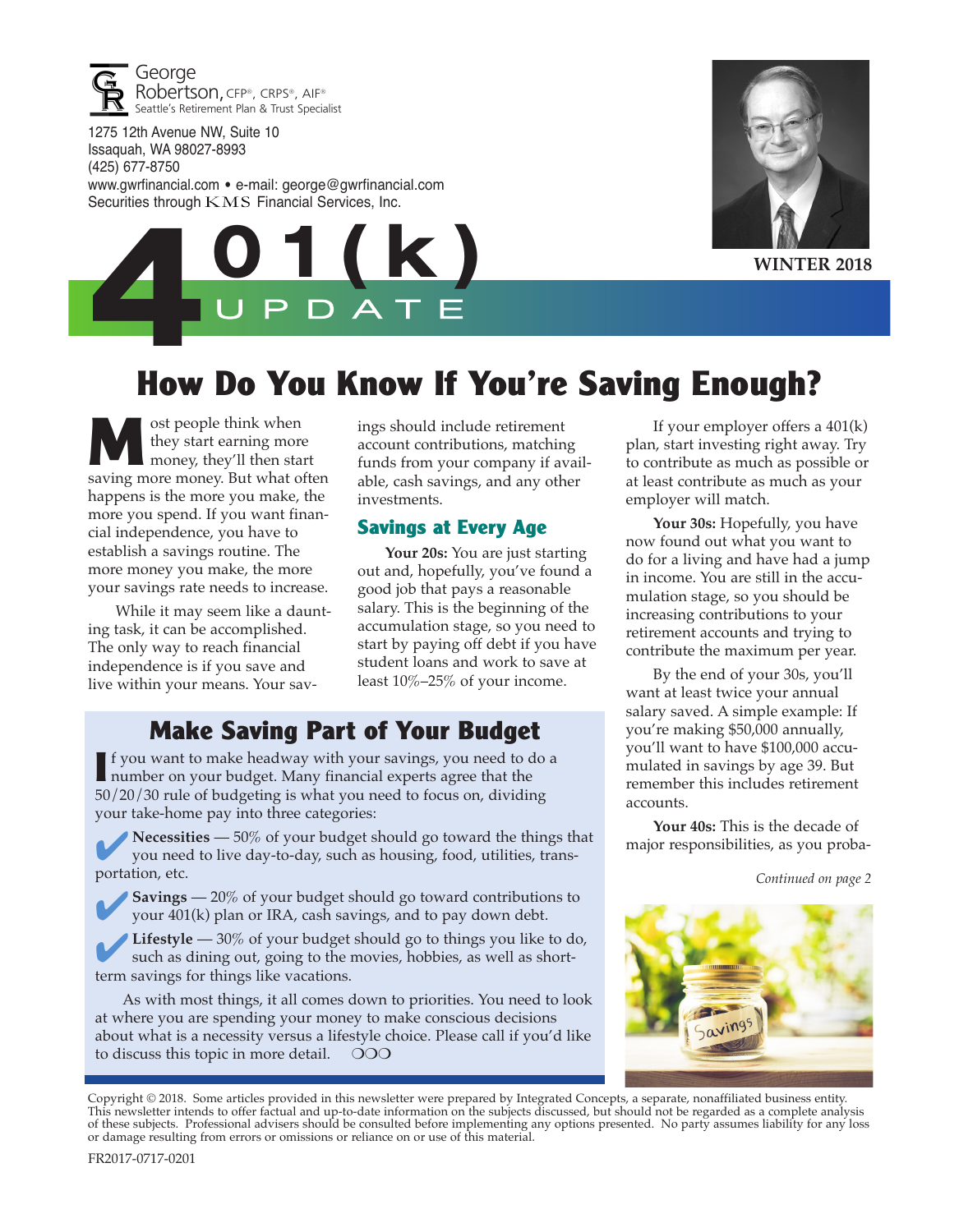George Robertson, CFP®, CRPS®, AIF®
Seattle's Retirement Plan & Trust Specialist

1275 12th Avenue NW, Suite 10
Issaquah, WA 98027-8993
(425) 677-8750
www.gwrfinancial.com • e-mail: george@gwrfinancial.com
Securities through KMS Financial Services, Inc.

# 401(k) UPDATE

**WINTER 2018**

## How Do You Know If You're Saving Enough?

Most people think when they start earning more money, they'll then start saving more money. But what often happens is the more you make, the more you spend. If you want financial independence, you have to establish a savings routine. The more money you make, the more your savings rate needs to increase.

While it may seem like a daunting task, it can be accomplished. The only way to reach financial independence is if you save and live within your means. Your savings should include retirement account contributions, matching funds from your company if available, cash savings, and any other investments.

### Savings at Every Age

**Your 20s:** You are just starting out and, hopefully, you've found a good job that pays a reasonable salary. This is the beginning of the accumulation stage, so you need to start by paying off debt if you have student loans and work to save at least 10%–25% of your income.

If your employer offers a 401(k) plan, start investing right away. Try to contribute as much as possible or at least contribute as much as your employer will match.

**Your 30s:** Hopefully, you have now found out what you want to do for a living and have had a jump in income. You are still in the accumulation stage, so you should be increasing contributions to your retirement accounts and trying to contribute the maximum per year.

By the end of your 30s, you'll want at least twice your annual salary saved. A simple example: If you're making $50,000 annually, you'll want to have $100,000 accumulated in savings by age 39. But remember this includes retirement accounts.

**Your 40s:** This is the decade of major responsibilities, as you proba-

*Continued on page 2*

## Make Saving Part of Your Budget

If you want to make headway with your savings, you need to do a number on your budget. Many financial experts agree that the 50/20/30 rule of budgeting is what you need to focus on, dividing your take-home pay into three categories:

- ✔ **Necessities** — 50% of your budget should go toward the things that you need to live day-to-day, such as housing, food, utilities, transportation, etc.
- ✔ **Savings** — 20% of your budget should go toward contributions to your 401(k) plan or IRA, cash savings, and to pay down debt.
- ✔ **Lifestyle** — 30% of your budget should go to things you like to do, such as dining out, going to the movies, hobbies, as well as short-term savings for things like vacations.

As with most things, it all comes down to priorities. You need to look at where you are spending your money to make conscious decisions about what is a necessity versus a lifestyle choice. Please call if you'd like to discuss this topic in more detail. ❍❍❍

Copyright © 2018. Some articles provided in this newsletter were prepared by Integrated Concepts, a separate, nonaffiliated business entity. This newsletter intends to offer factual and up-to-date information on the subjects discussed, but should not be regarded as a complete analysis of these subjects. Professional advisers should be consulted before implementing any options presented. No party assumes liability for any loss or damage resulting from errors or omissions or reliance on or use of this material.

FR2017-0717-0201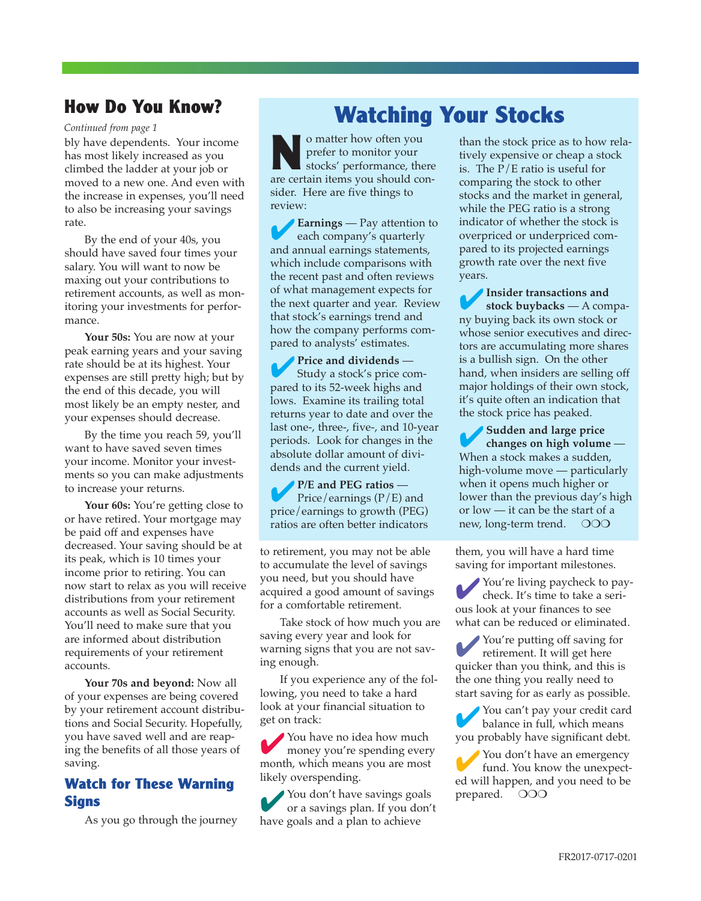## How Do You Know?

*Continued from page 1*

bly have dependents. Your income has most likely increased as you climbed the ladder at your job or moved to a new one. And even with the increase in expenses, you'll need to also be increasing your savings rate.

By the end of your 40s, you should have saved four times your salary. You will want to now be maxing out your contributions to retirement accounts, as well as monitoring your investments for performance.

**Your 50s:** You are now at your peak earning years and your saving rate should be at its highest. Your expenses are still pretty high; but by the end of this decade, you will most likely be an empty nester, and your expenses should decrease.

By the time you reach 59, you'll want to have saved seven times your income. Monitor your investments so you can make adjustments to increase your returns.

**Your 60s:** You're getting close to or have retired. Your mortgage may be paid off and expenses have decreased. Your saving should be at its peak, which is 10 times your income prior to retiring. You can now start to relax as you will receive distributions from your retirement accounts as well as Social Security. You'll need to make sure that you are informed about distribution requirements of your retirement accounts.

**Your 70s and beyond:** Now all of your expenses are being covered by your retirement account distributions and Social Security. Hopefully, you have saved well and are reaping the benefits of all those years of saving.

### Watch for These Warning Signs

As you go through the journey to retirement, you may not be able to accumulate the level of savings you need, but you should have acquired a good amount of savings for a comfortable retirement.

Take stock of how much you are saving every year and look for warning signs that you are not saving enough.

If you experience any of the following, you need to take a hard look at your financial situation to get on track:

- ✔ You have no idea how much money you're spending every month, which means you are most likely overspending.
- ✔ You don't have savings goals or a savings plan. If you don't have goals and a plan to achieve them, you will have a hard time saving for important milestones.
- ✔ You're living paycheck to paycheck. It's time to take a serious look at your finances to see what can be reduced or eliminated.
- ✔ You're putting off saving for retirement. It will get here quicker than you think, and this is the one thing you really need to start saving for as early as possible.
- ✔ You can't pay your credit card balance in full, which means you probably have significant debt.
- ✔ You don't have an emergency fund. You know the unexpected will happen, and you need to be prepared. ❍❍❍

## Watching Your Stocks

No matter how often you prefer to monitor your stocks' performance, there are certain items you should consider. Here are five things to review:

- ✔ **Earnings** — Pay attention to each company's quarterly and annual earnings statements, which include comparisons with the recent past and often reviews of what management expects for the next quarter and year. Review that stock's earnings trend and how the company performs compared to analysts' estimates.
- ✔ **Price and dividends** — Study a stock's price compared to its 52-week highs and lows. Examine its trailing total returns year to date and over the last one-, three-, five-, and 10-year periods. Look for changes in the absolute dollar amount of dividends and the current yield.
- ✔ **P/E and PEG ratios** — Price/earnings (P/E) and price/earnings to growth (PEG) ratios are often better indicators than the stock price as to how relatively expensive or cheap a stock is. The P/E ratio is useful for comparing the stock to other stocks and the market in general, while the PEG ratio is a strong indicator of whether the stock is overpriced or underpriced compared to its projected earnings growth rate over the next five years.
- ✔ **Insider transactions and stock buybacks** — A company buying back its own stock or whose senior executives and directors are accumulating more shares is a bullish sign. On the other hand, when insiders are selling off major holdings of their own stock, it's quite often an indication that the stock price has peaked.
- ✔ **Sudden and large price changes on high volume** — When a stock makes a sudden, high-volume move — particularly when it opens much higher or lower than the previous day's high or low — it can be the start of a new, long-term trend. ❍❍❍

FR2017-0717-0201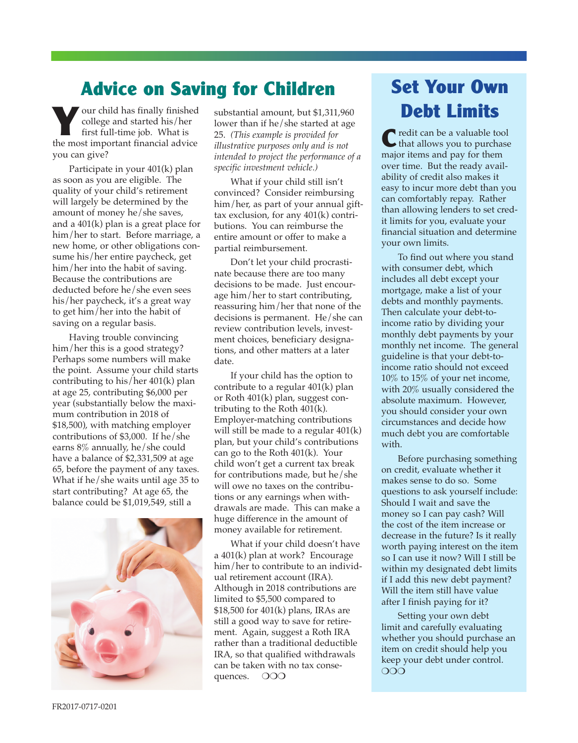## Advice on Saving for Children

Your child has finally finished college and started his/her first full-time job. What is the most important financial advice you can give?

Participate in your 401(k) plan as soon as you are eligible. The quality of your child's retirement will largely be determined by the amount of money he/she saves, and a 401(k) plan is a great place for him/her to start. Before marriage, a new home, or other obligations consume his/her entire paycheck, get him/her into the habit of saving. Because the contributions are deducted before he/she even sees his/her paycheck, it's a great way to get him/her into the habit of saving on a regular basis.

Having trouble convincing him/her this is a good strategy? Perhaps some numbers will make the point. Assume your child starts contributing to his/her 401(k) plan at age 25, contributing $6,000 per year (substantially below the maximum contribution in 2018 of $18,500), with matching employer contributions of $3,000. If he/she earns 8% annually, he/she could have a balance of $2,331,509 at age 65, before the payment of any taxes. What if he/she waits until age 35 to start contributing? At age 65, the balance could be $1,019,549, still a substantial amount, but $1,311,960 lower than if he/she started at age 25. *(This example is provided for illustrative purposes only and is not intended to project the performance of a specific investment vehicle.)*

What if your child still isn't convinced? Consider reimbursing him/her, as part of your annual gift-tax exclusion, for any 401(k) contributions. You can reimburse the entire amount or offer to make a partial reimbursement.

Don't let your child procrastinate because there are too many decisions to be made. Just encourage him/her to start contributing, reassuring him/her that none of the decisions is permanent. He/she can review contribution levels, investment choices, beneficiary designations, and other matters at a later date.

If your child has the option to contribute to a regular 401(k) plan or Roth 401(k) plan, suggest contributing to the Roth 401(k). Employer-matching contributions will still be made to a regular 401(k) plan, but your child's contributions can go to the Roth 401(k). Your child won't get a current tax break for contributions made, but he/she will owe no taxes on the contributions or any earnings when withdrawals are made. This can make a huge difference in the amount of money available for retirement.

What if your child doesn't have a 401(k) plan at work? Encourage him/her to contribute to an individual retirement account (IRA). Although in 2018 contributions are limited to $5,500 compared to $18,500 for 401(k) plans, IRAs are still a good way to save for retirement. Again, suggest a Roth IRA rather than a traditional deductible IRA, so that qualified withdrawals can be taken with no tax consequences. ❍❍❍

## Set Your Own Debt Limits

Credit can be a valuable tool that allows you to purchase major items and pay for them over time. But the ready availability of credit also makes it easy to incur more debt than you can comfortably repay. Rather than allowing lenders to set credit limits for you, evaluate your financial situation and determine your own limits.

To find out where you stand with consumer debt, which includes all debt except your mortgage, make a list of your debts and monthly payments. Then calculate your debt-to-income ratio by dividing your monthly debt payments by your monthly net income. The general guideline is that your debt-to-income ratio should not exceed 10% to 15% of your net income, with 20% usually considered the absolute maximum. However, you should consider your own circumstances and decide how much debt you are comfortable with.

Before purchasing something on credit, evaluate whether it makes sense to do so. Some questions to ask yourself include: Should I wait and save the money so I can pay cash? Will the cost of the item increase or decrease in the future? Is it really worth paying interest on the item so I can use it now? Will I still be within my designated debt limits if I add this new debt payment? Will the item still have value after I finish paying for it?

Setting your own debt limit and carefully evaluating whether you should purchase an item on credit should help you keep your debt under control. ❍❍❍

FR2017-0717-0201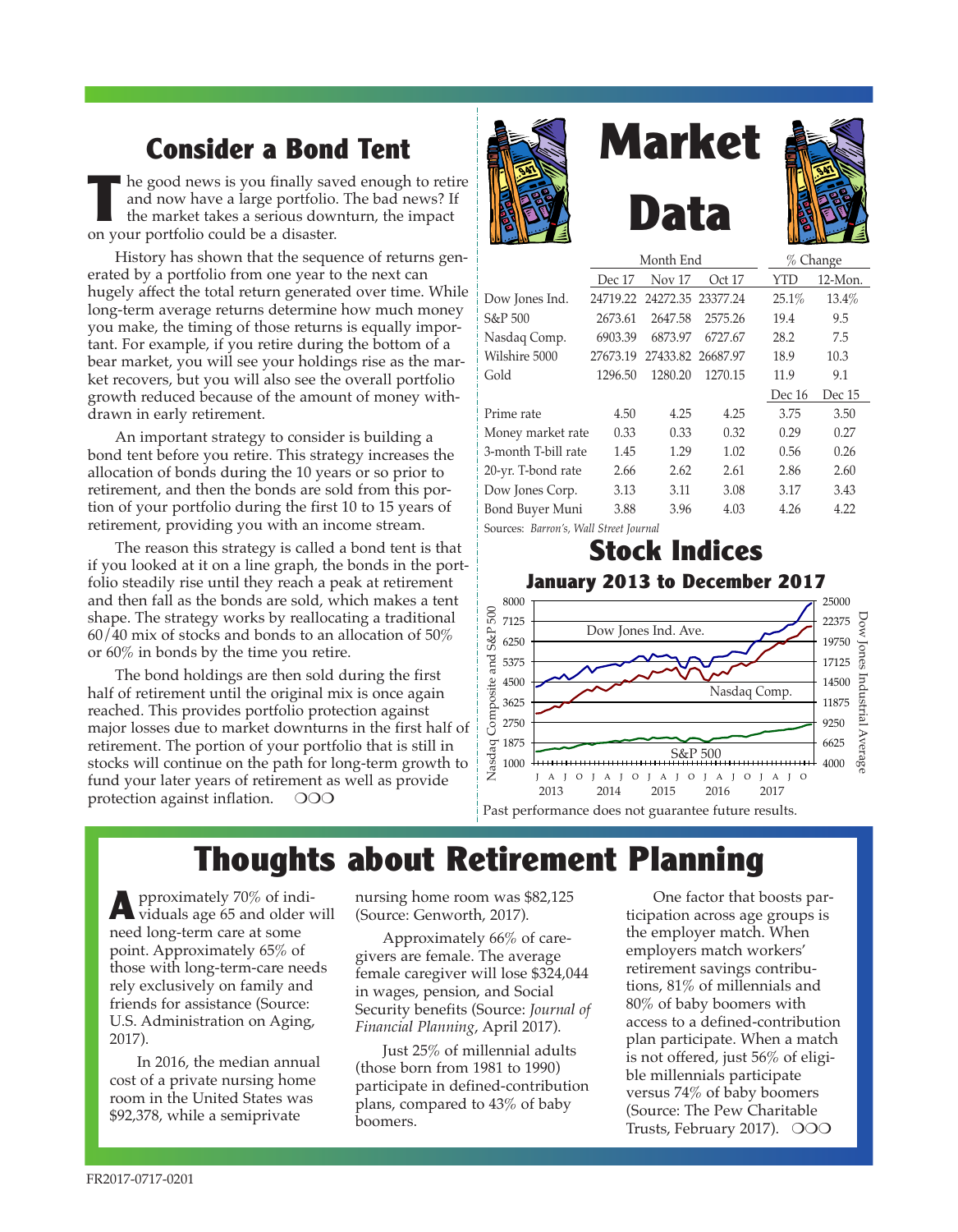## Consider a Bond Tent

The good news is you finally saved enough to retire and now have a large portfolio. The bad news? If the market takes a serious downturn, the impact on your portfolio could be a disaster.

History has shown that the sequence of returns generated by a portfolio from one year to the next can hugely affect the total return generated over time. While long-term average returns determine how much money you make, the timing of those returns is equally important. For example, if you retire during the bottom of a bear market, you will see your holdings rise as the market recovers, but you will also see the overall portfolio growth reduced because of the amount of money withdrawn in early retirement.

An important strategy to consider is building a bond tent before you retire. This strategy increases the allocation of bonds during the 10 years or so prior to retirement, and then the bonds are sold from this portion of your portfolio during the first 10 to 15 years of retirement, providing you with an income stream.

The reason this strategy is called a bond tent is that if you looked at it on a line graph, the bonds in the portfolio steadily rise until they reach a peak at retirement and then fall as the bonds are sold, which makes a tent shape. The strategy works by reallocating a traditional 60/40 mix of stocks and bonds to an allocation of 50% or 60% in bonds by the time you retire.

The bond holdings are then sold during the first half of retirement until the original mix is once again reached. This provides portfolio protection against major losses due to market downturns in the first half of retirement. The portion of your portfolio that is still in stocks will continue on the path for long-term growth to fund your later years of retirement as well as provide protection against inflation. ❍❍❍

## Market Data

| | Month End | | | % Change | |
|---|---|---|---|---|---|
| | Dec 17 | Nov 17 | Oct 17 | YTD | 12-Mon. |
| Dow Jones Ind. | 24719.22 | 24272.35 | 23377.24 | 25.1% | 13.4% |
| S&P 500 | 2673.61 | 2647.58 | 2575.26 | 19.4 | 9.5 |
| Nasdaq Comp. | 6903.39 | 6873.97 | 6727.67 | 28.2 | 7.5 |
| Wilshire 5000 | 27673.19 | 27433.82 | 26687.97 | 18.9 | 10.3 |
| Gold | 1296.50 | 1280.20 | 1270.15 | 11.9 | 9.1 |
| | | | | Dec 16 | Dec 15 |
| Prime rate | 4.50 | 4.25 | 4.25 | 3.75 | 3.50 |
| Money market rate | 0.33 | 0.33 | 0.32 | 0.29 | 0.27 |
| 3-month T-bill rate | 1.45 | 1.29 | 1.02 | 0.56 | 0.26 |
| 20-yr. T-bond rate | 2.66 | 2.62 | 2.61 | 2.86 | 2.60 |
| Dow Jones Corp. | 3.13 | 3.11 | 3.08 | 3.17 | 3.43 |
| Bond Buyer Muni | 3.88 | 3.96 | 4.03 | 4.26 | 4.22 |

Sources: *Barron's, Wall Street Journal*

## Stock Indices

### January 2013 to December 2017

Nasdaq Composite and S&P 500
8000
7125
6250
5375
4500
3625
2750
1875
1000

Dow Jones Industrial Average
25000
22375
19750
17125
14500
11875
9250
6625
4000

Dow Jones Ind. Ave.
Nasdaq Comp.
S&P 500

J A J O J A J O J A J O J A J O J A J O
2013 2014 2015 2016 2017

Past performance does not guarantee future results.

## Thoughts about Retirement Planning

Approximately 70% of individuals age 65 and older will need long-term care at some point. Approximately 65% of those with long-term-care needs rely exclusively on family and friends for assistance (Source: U.S. Administration on Aging, 2017).

In 2016, the median annual cost of a private nursing home room in the United States was $92,378, while a semiprivate nursing home room was $82,125 (Source: Genworth, 2017).

Approximately 66% of caregivers are female. The average female caregiver will lose $324,044 in wages, pension, and Social Security benefits (Source: *Journal of Financial Planning*, April 2017).

Just 25% of millennial adults (those born from 1981 to 1990) participate in defined-contribution plans, compared to 43% of baby boomers.

One factor that boosts participation across age groups is the employer match. When employers match workers' retirement savings contributions, 81% of millennials and 80% of baby boomers with access to a defined-contribution plan participate. When a match is not offered, just 56% of eligible millennials participate versus 74% of baby boomers (Source: The Pew Charitable Trusts, February 2017). ❍❍❍

FR2017-0717-0201